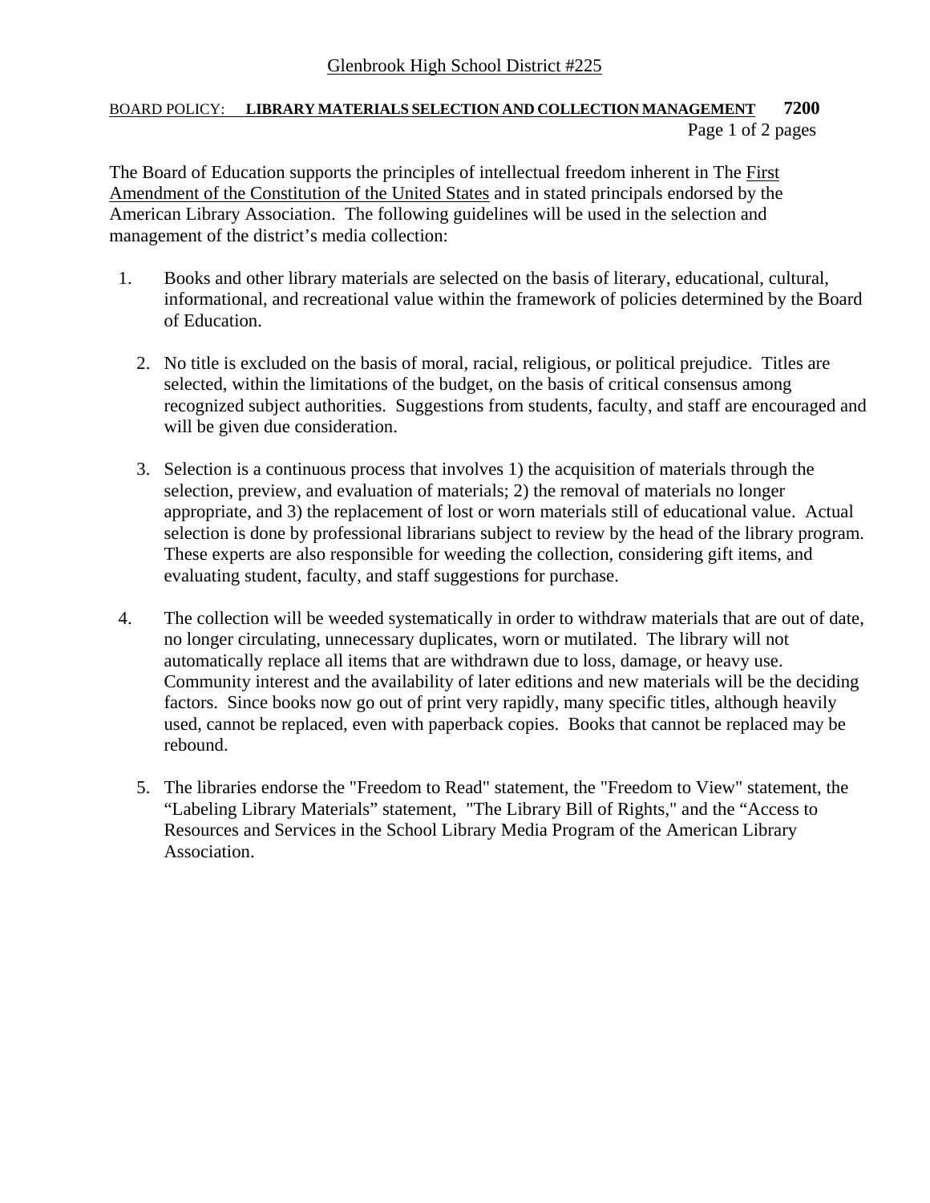Glenbrook High School District #225

BOARD POLICY: **LIBRARY MATERIALS SELECTION AND COLLECTION MANAGEMENT** **7200**

The Board of Education supports the principles of intellectual freedom inherent in The First Amendment of the Constitution of the United States and in stated principals endorsed by the American Library Association. The following guidelines will be used in the selection and management of the district's media collection:

1. Books and other library materials are selected on the basis of literary, educational, cultural, informational, and recreational value within the framework of policies determined by the Board of Education.

2. No title is excluded on the basis of moral, racial, religious, or political prejudice. Titles are selected, within the limitations of the budget, on the basis of critical consensus among recognized subject authorities. Suggestions from students, faculty, and staff are encouraged and will be given due consideration.

3. Selection is a continuous process that involves 1) the acquisition of materials through the selection, preview, and evaluation of materials; 2) the removal of materials no longer appropriate, and 3) the replacement of lost or worn materials still of educational value. Actual selection is done by professional librarians subject to review by the head of the library program. These experts are also responsible for weeding the collection, considering gift items, and evaluating student, faculty, and staff suggestions for purchase.

4. The collection will be weeded systematically in order to withdraw materials that are out of date, no longer circulating, unnecessary duplicates, worn or mutilated. The library will not automatically replace all items that are withdrawn due to loss, damage, or heavy use. Community interest and the availability of later editions and new materials will be the deciding factors. Since books now go out of print very rapidly, many specific titles, although heavily used, cannot be replaced, even with paperback copies. Books that cannot be replaced may be rebound.

5. The libraries endorse the "Freedom to Read" statement, the "Freedom to View" statement, the "Labeling Library Materials" statement, "The Library Bill of Rights," and the "Access to Resources and Services in the School Library Media Program of the American Library Association.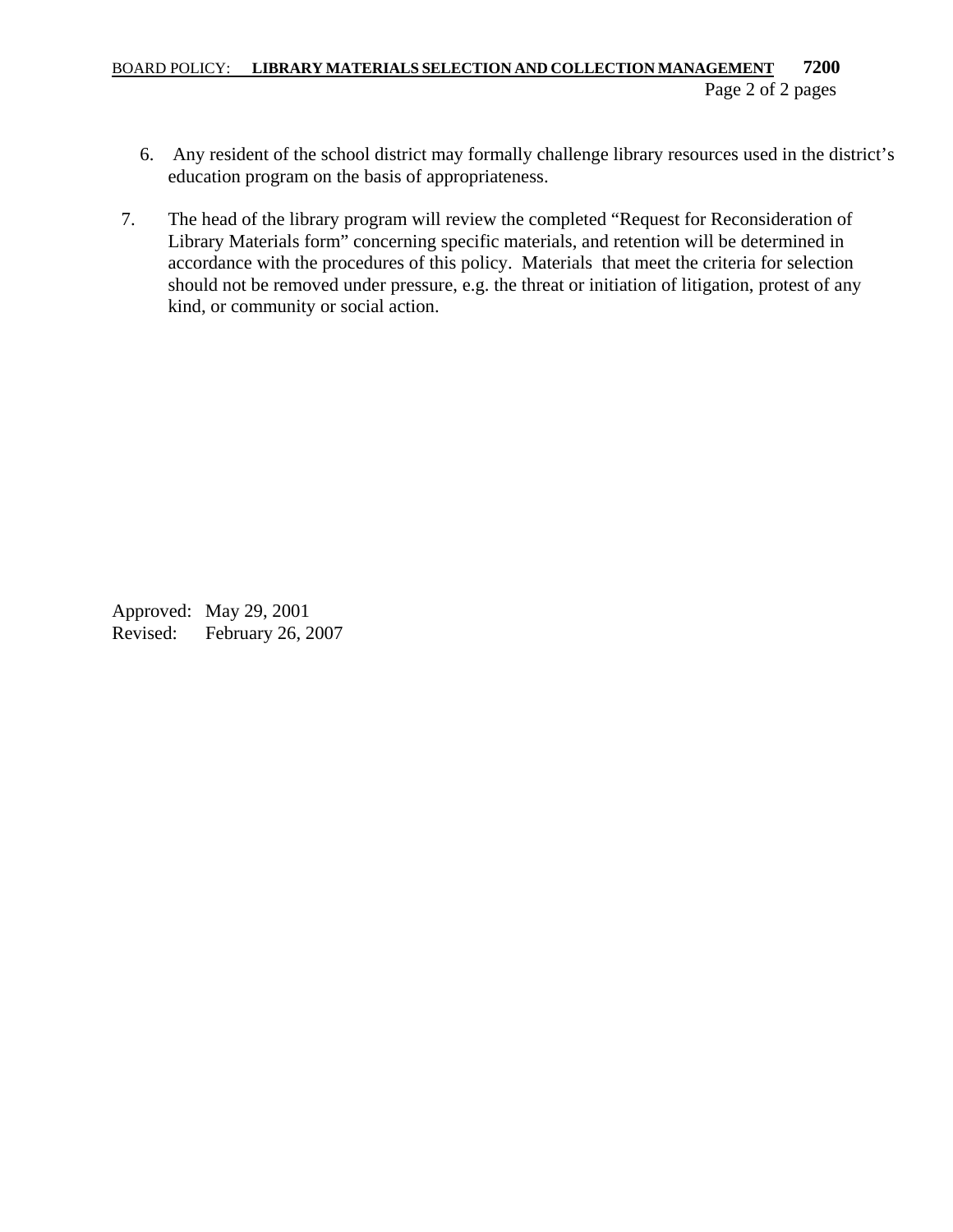6. Any resident of the school district may formally challenge library resources used in the district's education program on the basis of appropriateness.

7. The head of the library program will review the completed "Request for Reconsideration of Library Materials form" concerning specific materials, and retention will be determined in accordance with the procedures of this policy. Materials that meet the criteria for selection should not be removed under pressure, e.g. the threat or initiation of litigation, protest of any kind, or community or social action.

Approved: May 29, 2001
Revised: February 26, 2007